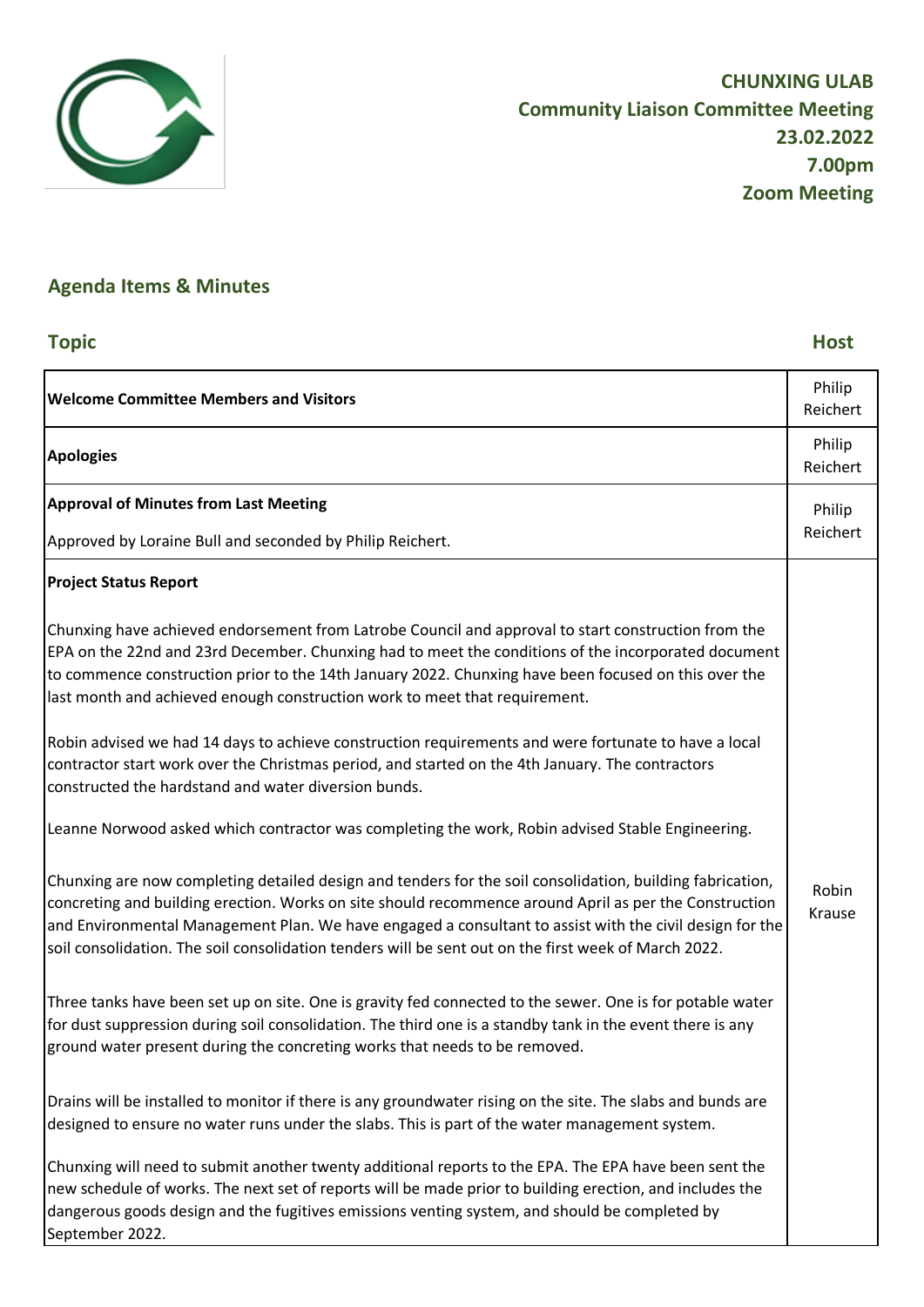**CHUNXING ULAB**
**Community Liaison Committee Meeting**
**23.02.2022**
**7.00pm**
**Zoom Meeting**

## Agenda Items & Minutes

| Topic | Host |
|---|---|
| **Welcome Committee Members and Visitors** | Philip Reichert |
| **Apologies** | Philip Reichert |
| **Approval of Minutes from Last Meeting**<br><br>Approved by Loraine Bull and seconded by Philip Reichert. | Philip Reichert |
| **Project Status Report**<br><br>Chunxing have achieved endorsement from Latrobe Council and approval to start construction from the EPA on the 22nd and 23rd December. Chunxing had to meet the conditions of the incorporated document to commence construction prior to the 14th January 2022. Chunxing have been focused on this over the last month and achieved enough construction work to meet that requirement.<br><br>Robin advised we had 14 days to achieve construction requirements and were fortunate to have a local contractor start work over the Christmas period, and started on the 4th January. The contractors constructed the hardstand and water diversion bunds.<br><br>Leanne Norwood asked which contractor was completing the work, Robin advised Stable Engineering.<br><br>Chunxing are now completing detailed design and tenders for the soil consolidation, building fabrication, concreting and building erection. Works on site should recommence around April as per the Construction and Environmental Management Plan. We have engaged a consultant to assist with the civil design for the soil consolidation. The soil consolidation tenders will be sent out on the first week of March 2022.<br><br>Three tanks have been set up on site. One is gravity fed connected to the sewer. One is for potable water for dust suppression during soil consolidation. The third one is a standby tank in the event there is any ground water present during the concreting works that needs to be removed.<br><br>Drains will be installed to monitor if there is any groundwater rising on the site. The slabs and bunds are designed to ensure no water runs under the slabs. This is part of the water management system.<br><br>Chunxing will need to submit another twenty additional reports to the EPA. The EPA have been sent the new schedule of works. The next set of reports will be made prior to building erection, and includes the dangerous goods design and the fugitives emissions venting system, and should be completed by September 2022. | Robin Krause |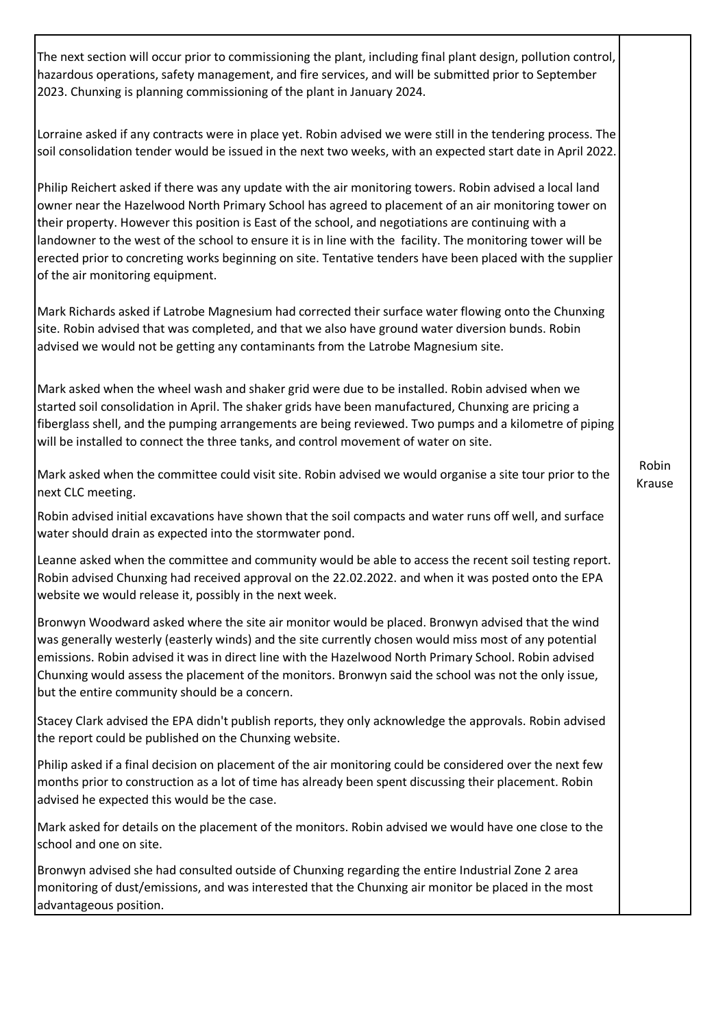| | |
|---|---|
| The next section will occur prior to commissioning the plant, including final plant design, pollution control, hazardous operations, safety management, and fire services, and will be submitted prior to September 2023. Chunxing is planning commissioning of the plant in January 2024.<br><br>Lorraine asked if any contracts were in place yet. Robin advised we were still in the tendering process. The soil consolidation tender would be issued in the next two weeks, with an expected start date in April 2022.<br><br>Philip Reichert asked if there was any update with the air monitoring towers. Robin advised a local land owner near the Hazelwood North Primary School has agreed to placement of an air monitoring tower on their property. However this position is East of the school, and negotiations are continuing with a landowner to the west of the school to ensure it is in line with the facility. The monitoring tower will be erected prior to concreting works beginning on site. Tentative tenders have been placed with the supplier of the air monitoring equipment.<br><br>Mark Richards asked if Latrobe Magnesium had corrected their surface water flowing onto the Chunxing site. Robin advised that was completed, and that we also have ground water diversion bunds. Robin advised we would not be getting any contaminants from the Latrobe Magnesium site.<br><br>Mark asked when the wheel wash and shaker grid were due to be installed. Robin advised when we started soil consolidation in April. The shaker grids have been manufactured, Chunxing are pricing a fiberglass shell, and the pumping arrangements are being reviewed. Two pumps and a kilometre of piping will be installed to connect the three tanks, and control movement of water on site.<br><br>Mark asked when the committee could visit site. Robin advised we would organise a site tour prior to the next CLC meeting.<br><br>Robin advised initial excavations have shown that the soil compacts and water runs off well, and surface water should drain as expected into the stormwater pond.<br><br>Leanne asked when the committee and community would be able to access the recent soil testing report. Robin advised Chunxing had received approval on the 22.02.2022. and when it was posted onto the EPA website we would release it, possibly in the next week.<br><br>Bronwyn Woodward asked where the site air monitor would be placed. Bronwyn advised that the wind was generally westerly (easterly winds) and the site currently chosen would miss most of any potential emissions. Robin advised it was in direct line with the Hazelwood North Primary School. Robin advised Chunxing would assess the placement of the monitors. Bronwyn said the school was not the only issue, but the entire community should be a concern.<br><br>Stacey Clark advised the EPA didn't publish reports, they only acknowledge the approvals. Robin advised the report could be published on the Chunxing website.<br><br>Philip asked if a final decision on placement of the air monitoring could be considered over the next few months prior to construction as a lot of time has already been spent discussing their placement. Robin advised he expected this would be the case.<br><br>Mark asked for details on the placement of the monitors. Robin advised we would have one close to the school and one on site.<br><br>Bronwyn advised she had consulted outside of Chunxing regarding the entire Industrial Zone 2 area monitoring of dust/emissions, and was interested that the Chunxing air monitor be placed in the most advantageous position. | Robin Krause |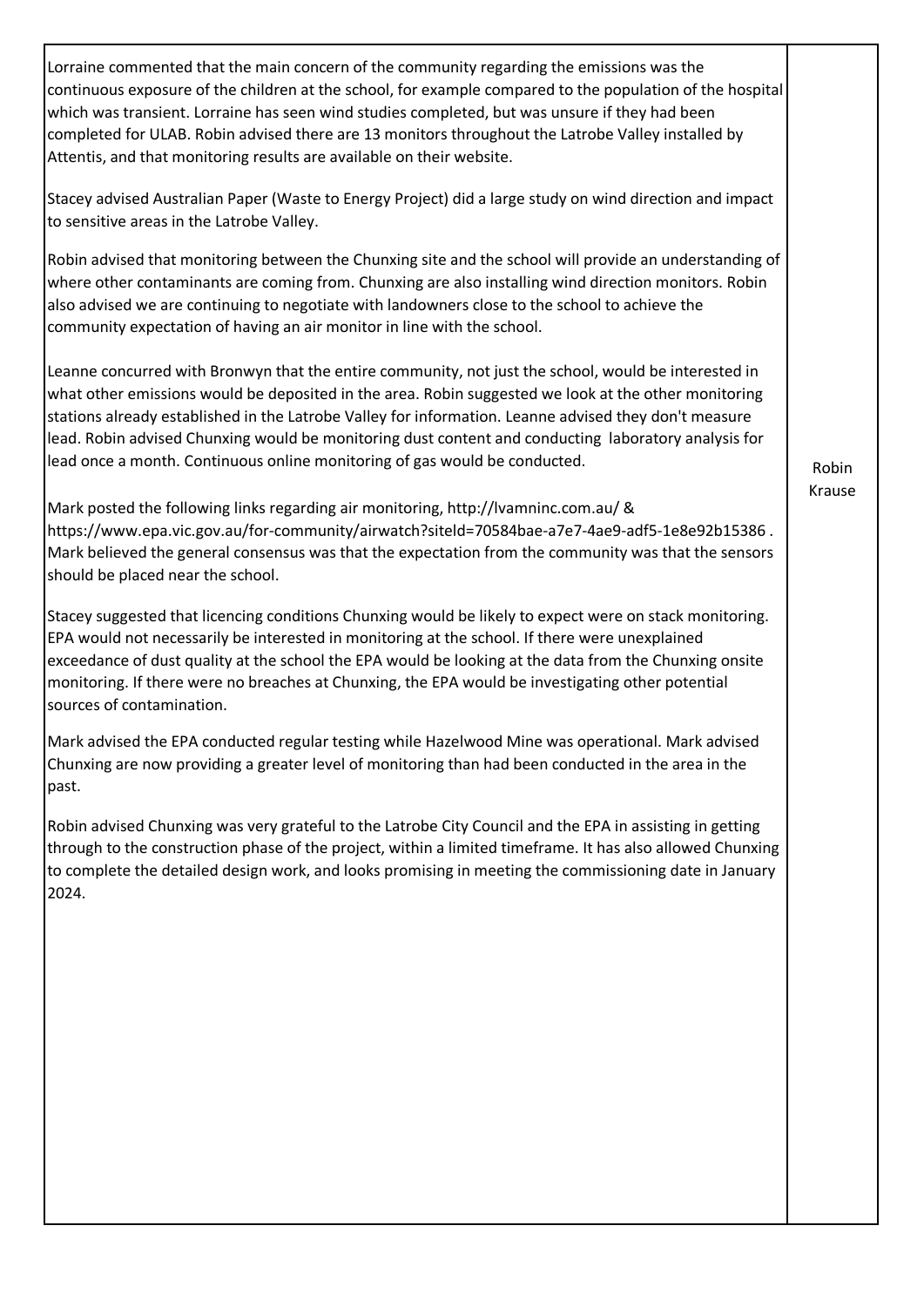| | |
|---|---|
| Lorraine commented that the main concern of the community regarding the emissions was the continuous exposure of the children at the school, for example compared to the population of the hospital which was transient. Lorraine has seen wind studies completed, but was unsure if they had been completed for ULAB. Robin advised there are 13 monitors throughout the Latrobe Valley installed by Attentis, and that monitoring results are available on their website.<br><br>Stacey advised Australian Paper (Waste to Energy Project) did a large study on wind direction and impact to sensitive areas in the Latrobe Valley.<br><br>Robin advised that monitoring between the Chunxing site and the school will provide an understanding of where other contaminants are coming from. Chunxing are also installing wind direction monitors. Robin also advised we are continuing to negotiate with landowners close to the school to achieve the community expectation of having an air monitor in line with the school.<br><br>Leanne concurred with Bronwyn that the entire community, not just the school, would be interested in what other emissions would be deposited in the area. Robin suggested we look at the other monitoring stations already established in the Latrobe Valley for information. Leanne advised they don't measure lead. Robin advised Chunxing would be monitoring dust content and conducting laboratory analysis for lead once a month. Continuous online monitoring of gas would be conducted.<br><br>Mark posted the following links regarding air monitoring, http://lvamninc.com.au/ & https://www.epa.vic.gov.au/for-community/airwatch?siteId=70584bae-a7e7-4ae9-adf5-1e8e92b15386 . Mark believed the general consensus was that the expectation from the community was that the sensors should be placed near the school.<br><br>Stacey suggested that licencing conditions Chunxing would be likely to expect were on stack monitoring. EPA would not necessarily be interested in monitoring at the school. If there were unexplained exceedance of dust quality at the school the EPA would be looking at the data from the Chunxing onsite monitoring. If there were no breaches at Chunxing, the EPA would be investigating other potential sources of contamination.<br><br>Mark advised the EPA conducted regular testing while Hazelwood Mine was operational. Mark advised Chunxing are now providing a greater level of monitoring than had been conducted in the area in the past.<br><br>Robin advised Chunxing was very grateful to the Latrobe City Council and the EPA in assisting in getting through to the construction phase of the project, within a limited timeframe. It has also allowed Chunxing to complete the detailed design work, and looks promising in meeting the commissioning date in January 2024. | Robin Krause |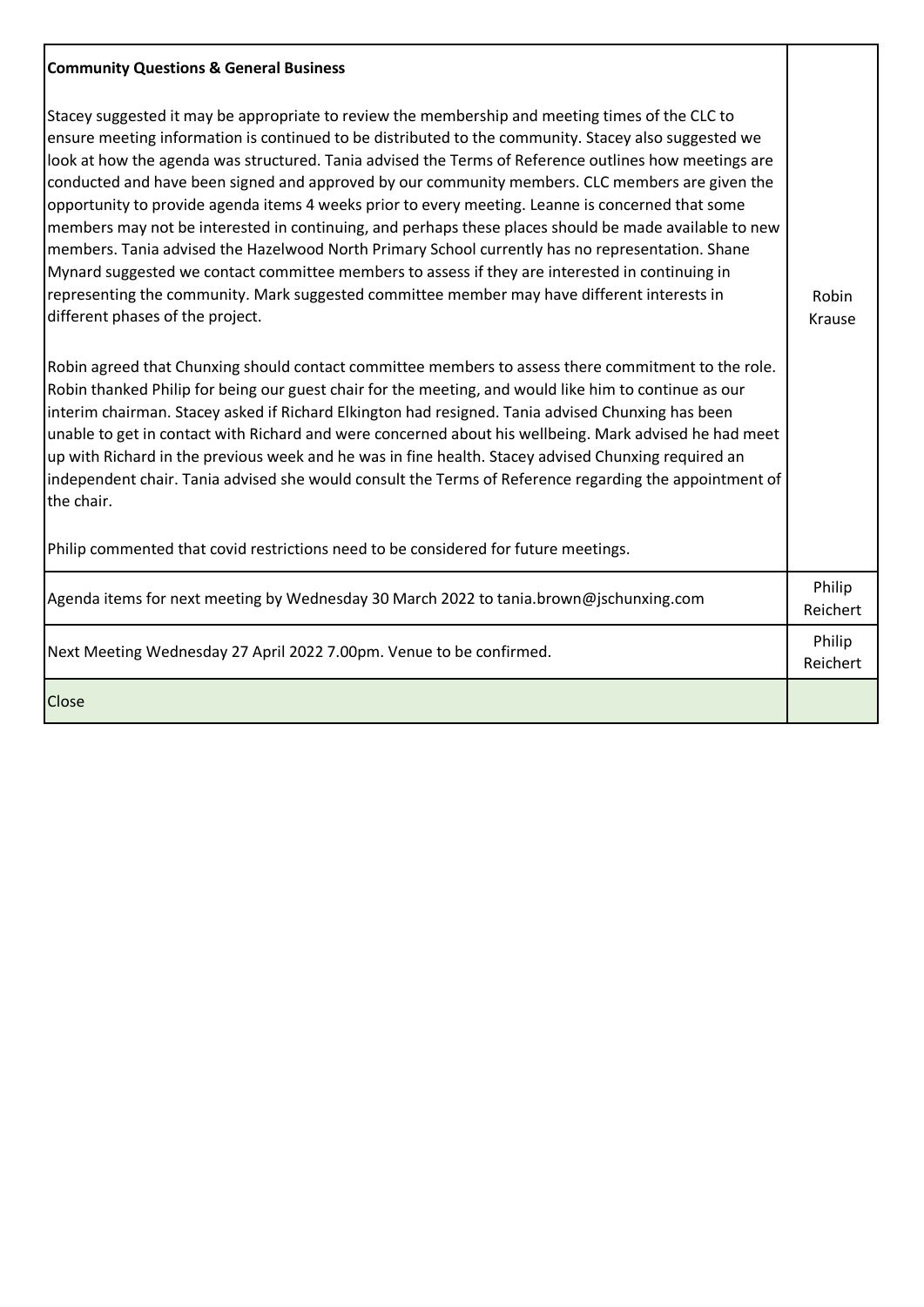| | |
|---|---|
| **Community Questions & General Business**<br><br>Stacey suggested it may be appropriate to review the membership and meeting times of the CLC to ensure meeting information is continued to be distributed to the community. Stacey also suggested we look at how the agenda was structured. Tania advised the Terms of Reference outlines how meetings are conducted and have been signed and approved by our community members. CLC members are given the opportunity to provide agenda items 4 weeks prior to every meeting. Leanne is concerned that some members may not be interested in continuing, and perhaps these places should be made available to new members. Tania advised the Hazelwood North Primary School currently has no representation. Shane Mynard suggested we contact committee members to assess if they are interested in continuing in representing the community. Mark suggested committee member may have different interests in different phases of the project.<br><br>Robin agreed that Chunxing should contact committee members to assess there commitment to the role. Robin thanked Philip for being our guest chair for the meeting, and would like him to continue as our interim chairman. Stacey asked if Richard Elkington had resigned. Tania advised Chunxing has been unable to get in contact with Richard and were concerned about his wellbeing. Mark advised he had meet up with Richard in the previous week and he was in fine health. Stacey advised Chunxing required an independent chair. Tania advised she would consult the Terms of Reference regarding the appointment of the chair.<br><br>Philip commented that covid restrictions need to be considered for future meetings. | Robin Krause |
| Agenda items for next meeting by Wednesday 30 March 2022 to tania.brown@jschunxing.com | Philip Reichert |
| Next Meeting Wednesday 27 April 2022 7.00pm. Venue to be confirmed. | Philip Reichert |
| Close | |